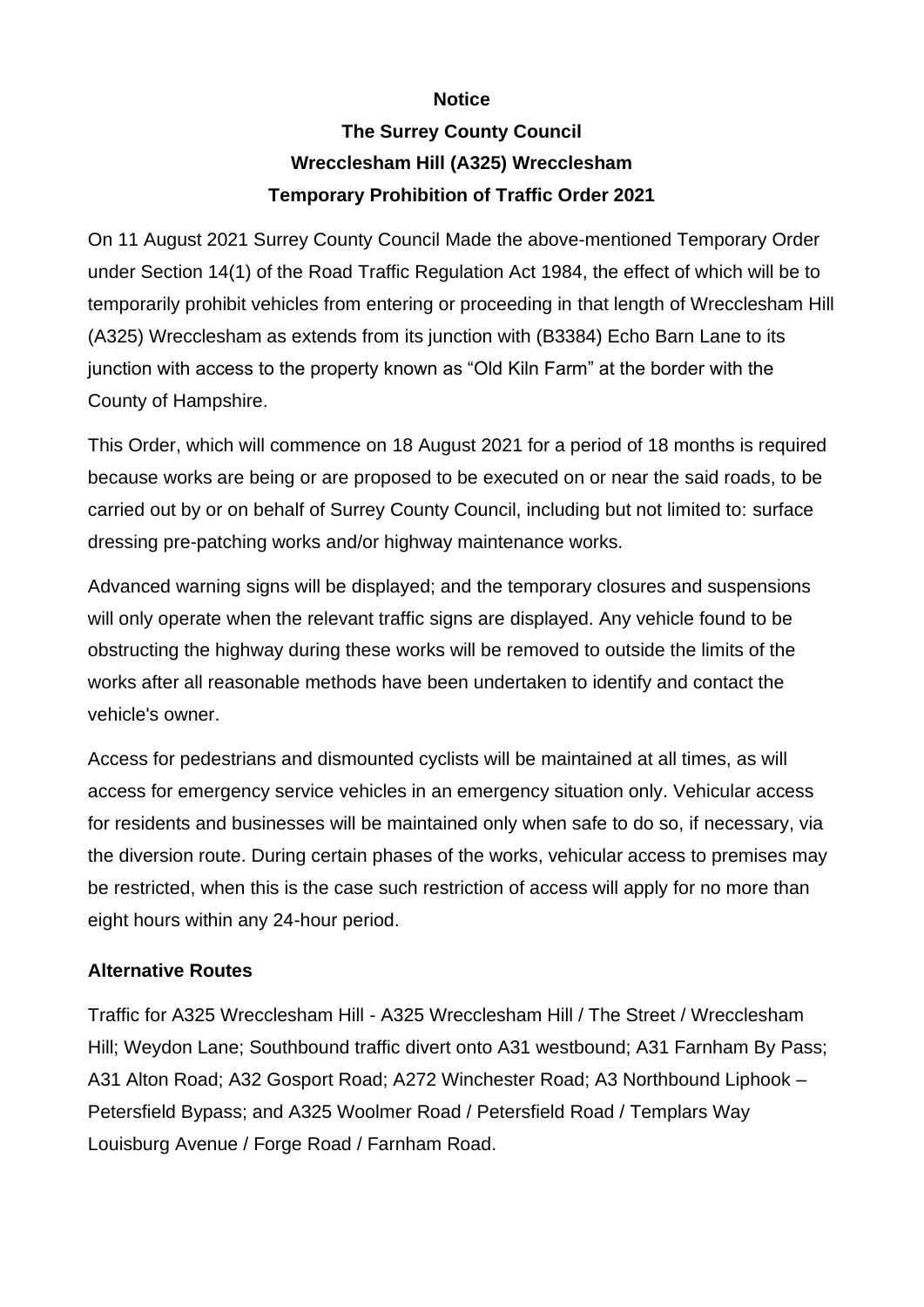**Notice**

**The Surrey County Council**

**Wrecclesham Hill (A325) Wrecclesham**

**Temporary Prohibition of Traffic Order 2021**

On 11 August 2021 Surrey County Council Made the above-mentioned Temporary Order under Section 14(1) of the Road Traffic Regulation Act 1984, the effect of which will be to temporarily prohibit vehicles from entering or proceeding in that length of Wrecclesham Hill (A325) Wrecclesham as extends from its junction with (B3384) Echo Barn Lane to its junction with access to the property known as "Old Kiln Farm" at the border with the County of Hampshire.

This Order, which will commence on 18 August 2021 for a period of 18 months is required because works are being or are proposed to be executed on or near the said roads, to be carried out by or on behalf of Surrey County Council, including but not limited to: surface dressing pre-patching works and/or highway maintenance works.

Advanced warning signs will be displayed; and the temporary closures and suspensions will only operate when the relevant traffic signs are displayed. Any vehicle found to be obstructing the highway during these works will be removed to outside the limits of the works after all reasonable methods have been undertaken to identify and contact the vehicle's owner.

Access for pedestrians and dismounted cyclists will be maintained at all times, as will access for emergency service vehicles in an emergency situation only. Vehicular access for residents and businesses will be maintained only when safe to do so, if necessary, via the diversion route. During certain phases of the works, vehicular access to premises may be restricted, when this is the case such restriction of access will apply for no more than eight hours within any 24-hour period.

**Alternative Routes**

Traffic for A325 Wrecclesham Hill - A325 Wrecclesham Hill / The Street / Wrecclesham Hill; Weydon Lane; Southbound traffic divert onto A31 westbound; A31 Farnham By Pass; A31 Alton Road; A32 Gosport Road; A272 Winchester Road; A3 Northbound Liphook – Petersfield Bypass; and A325 Woolmer Road / Petersfield Road / Templars Way Louisburg Avenue / Forge Road / Farnham Road.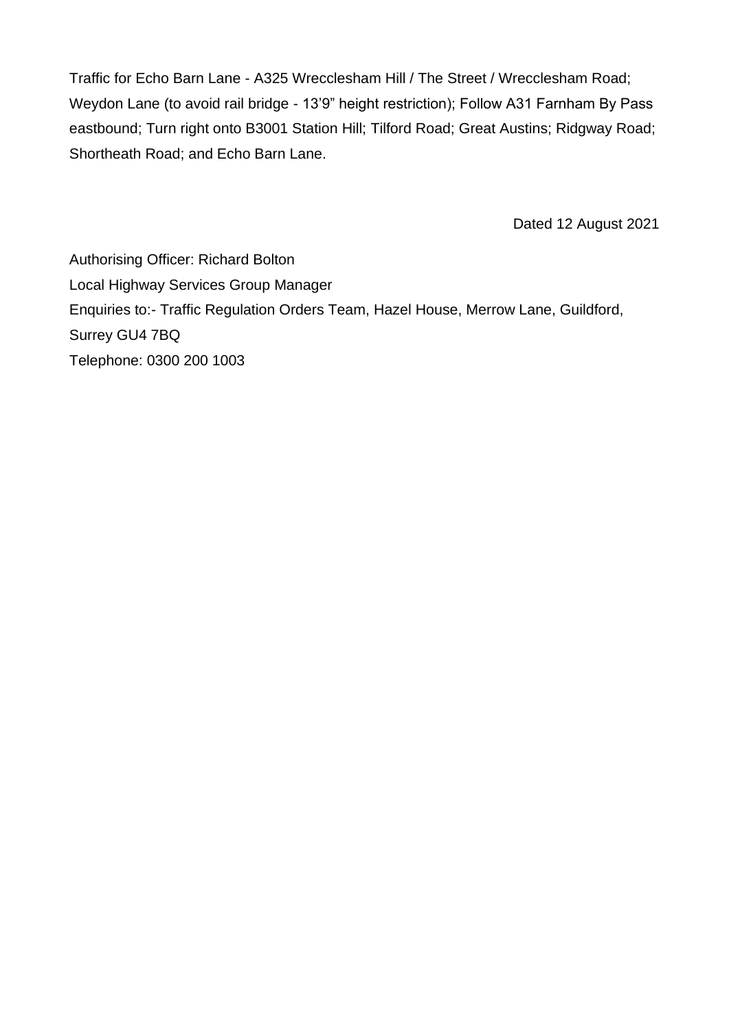Traffic for Echo Barn Lane - A325 Wrecclesham Hill / The Street / Wrecclesham Road; Weydon Lane (to avoid rail bridge - 13'9" height restriction); Follow A31 Farnham By Pass eastbound; Turn right onto B3001 Station Hill; Tilford Road; Great Austins; Ridgway Road; Shortheath Road; and Echo Barn Lane.

Dated 12 August 2021

Authorising Officer: Richard Bolton
Local Highway Services Group Manager
Enquiries to:- Traffic Regulation Orders Team, Hazel House, Merrow Lane, Guildford, Surrey GU4 7BQ
Telephone: 0300 200 1003